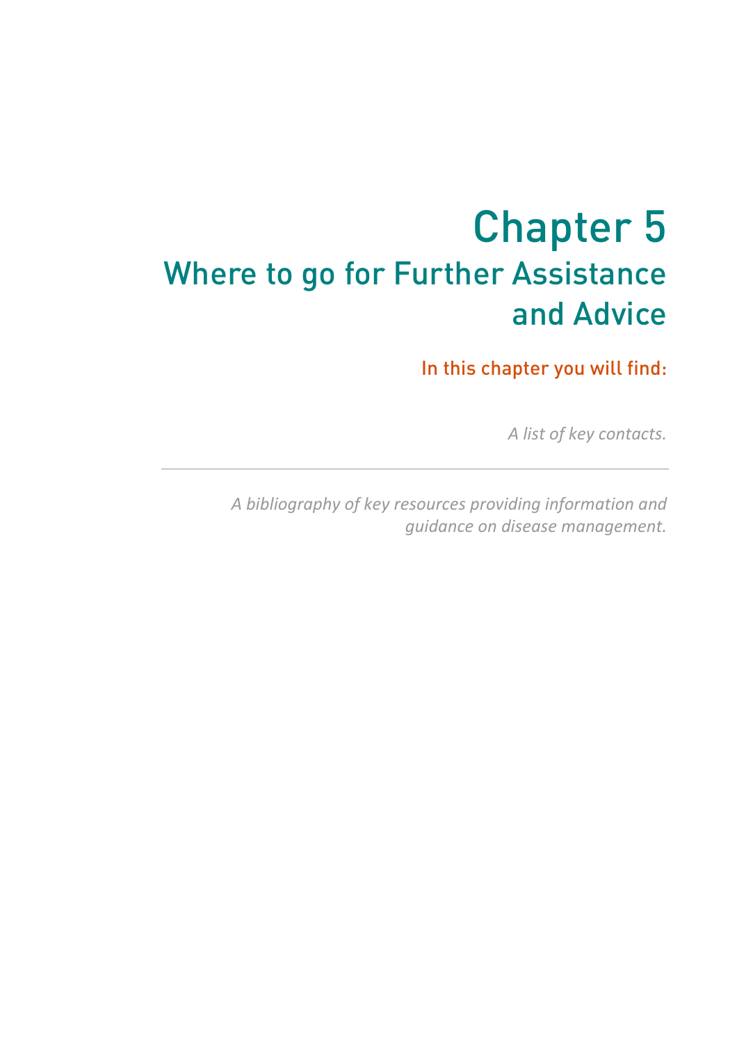# Chapter 5
## Where to go for Further Assistance and Advice

In this chapter you will find:

*A list of key contacts.*

---

*A bibliography of key resources providing information and guidance on disease management.*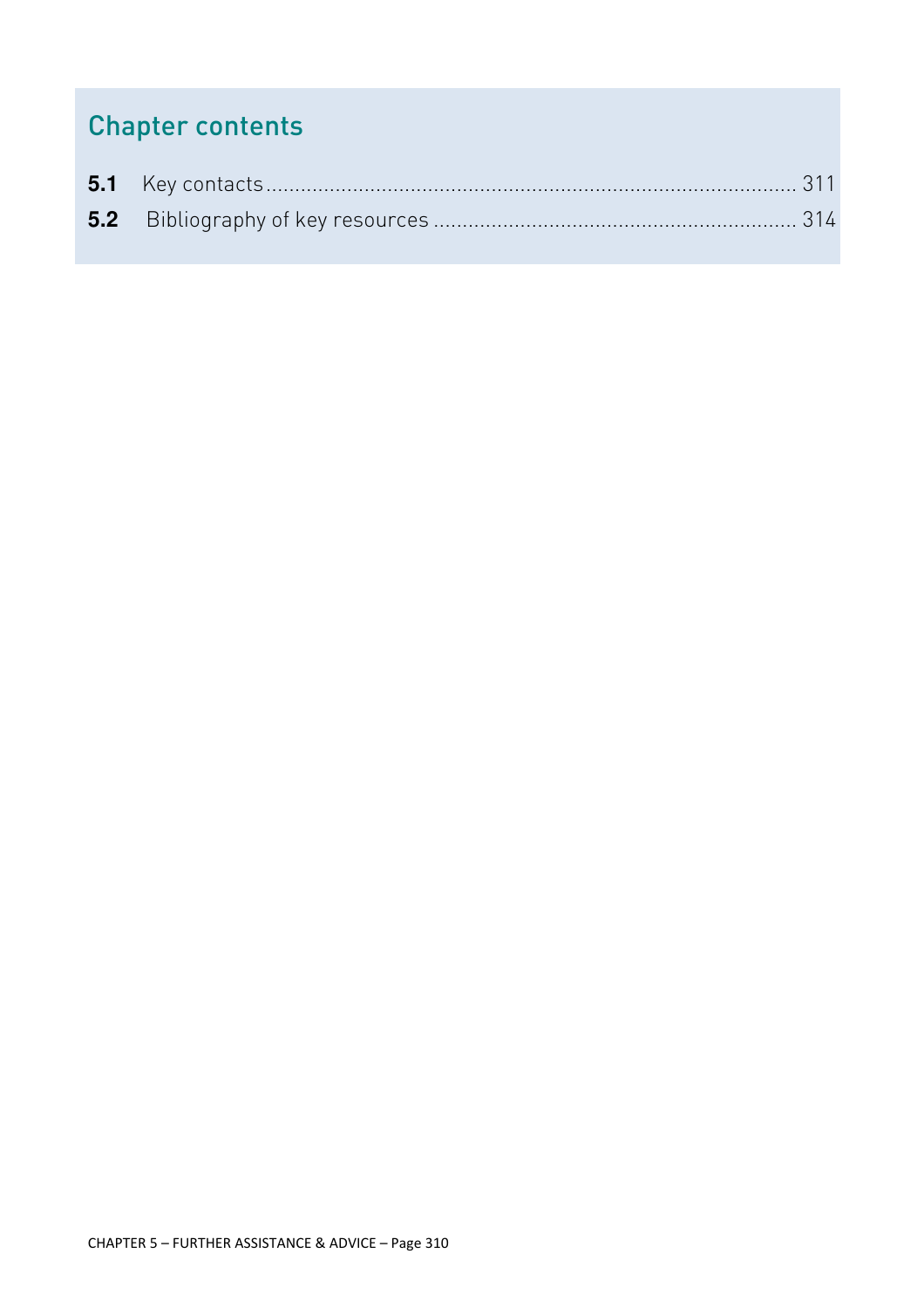## Chapter contents

**5.1** Key contacts ........................................................................................ 311

**5.2** Bibliography of key resources ........................................................ 314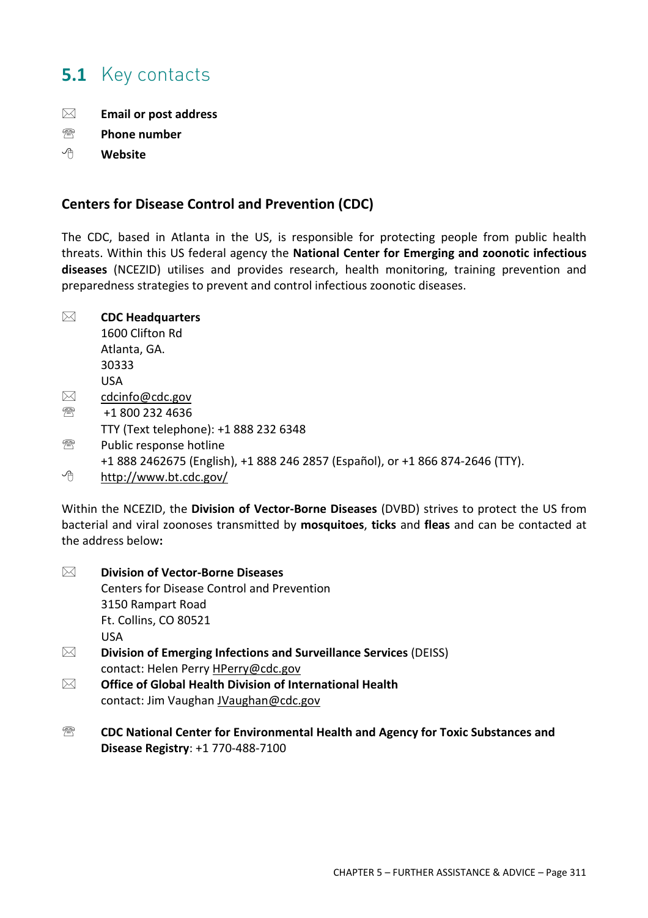## 5.1 Key contacts

✉ **Email or post address**
☎ **Phone number**
🖱 **Website**

### Centers for Disease Control and Prevention (CDC)

The CDC, based in Atlanta in the US, is responsible for protecting people from public health threats. Within this US federal agency the **National Center for Emerging and zoonotic infectious diseases** (NCEZID) utilises and provides research, health monitoring, training prevention and preparedness strategies to prevent and control infectious zoonotic diseases.

✉ **CDC Headquarters**
1600 Clifton Rd
Atlanta, GA.
30333
USA

✉ cdcinfo@cdc.gov

☎ +1 800 232 4636
TTY (Text telephone): +1 888 232 6348

☎ Public response hotline
+1 888 2462675 (English), +1 888 246 2857 (Español), or +1 866 874-2646 (TTY).

🖱 http://www.bt.cdc.gov/

Within the NCEZID, the **Division of Vector-Borne Diseases** (DVBD) strives to protect the US from bacterial and viral zoonoses transmitted by **mosquitoes**, **ticks** and **fleas** and can be contacted at the address below**:**

✉ **Division of Vector-Borne Diseases**
Centers for Disease Control and Prevention
3150 Rampart Road
Ft. Collins, CO 80521
USA

✉ **Division of Emerging Infections and Surveillance Services** (DEISS)
contact: Helen Perry HPerry@cdc.gov

✉ **Office of Global Health Division of International Health**
contact: Jim Vaughan JVaughan@cdc.gov

☎ **CDC National Center for Environmental Health and Agency for Toxic Substances and Disease Registry**: +1 770-488-7100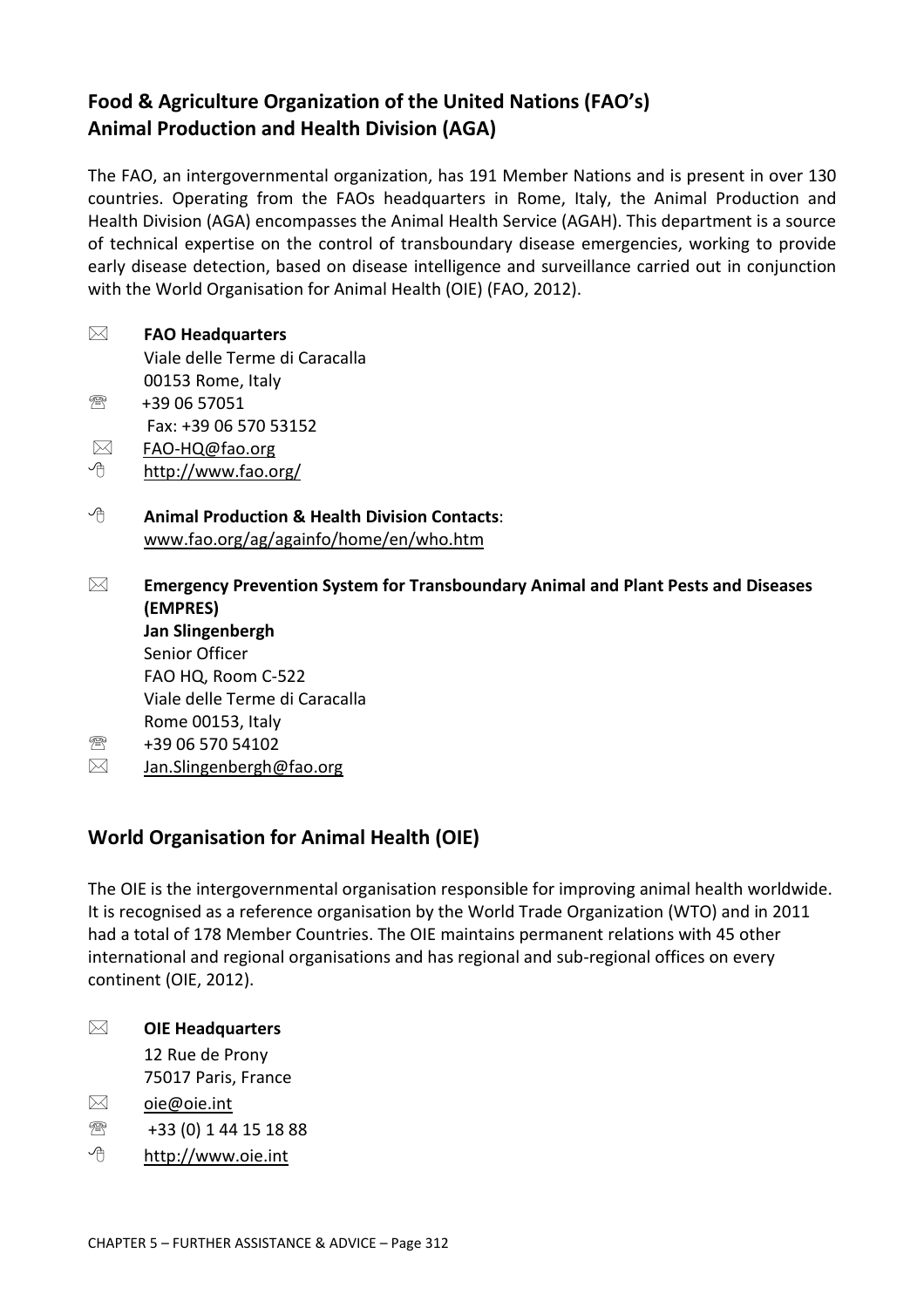## Food & Agriculture Organization of the United Nations (FAO's) Animal Production and Health Division (AGA)

The FAO, an intergovernmental organization, has 191 Member Nations and is present in over 130 countries. Operating from the FAOs headquarters in Rome, Italy, the Animal Production and Health Division (AGA) encompasses the Animal Health Service (AGAH). This department is a source of technical expertise on the control of transboundary disease emergencies, working to provide early disease detection, based on disease intelligence and surveillance carried out in conjunction with the World Organisation for Animal Health (OIE) (FAO, 2012).

✉ **FAO Headquarters**
Viale delle Terme di Caracalla
00153 Rome, Italy
☏ +39 06 57051
Fax: +39 06 570 53152
✉ FAO-HQ@fao.org
🖱 http://www.fao.org/

🖱 **Animal Production & Health Division Contacts**:
www.fao.org/ag/againfo/home/en/who.htm

✉ **Emergency Prevention System for Transboundary Animal and Plant Pests and Diseases (EMPRES)**
**Jan Slingenbergh**
Senior Officer
FAO HQ, Room C-522
Viale delle Terme di Caracalla
Rome 00153, Italy
☏ +39 06 570 54102
✉ Jan.Slingenbergh@fao.org

## World Organisation for Animal Health (OIE)

The OIE is the intergovernmental organisation responsible for improving animal health worldwide. It is recognised as a reference organisation by the World Trade Organization (WTO) and in 2011 had a total of 178 Member Countries. The OIE maintains permanent relations with 45 other international and regional organisations and has regional and sub-regional offices on every continent (OIE, 2012).

✉ **OIE Headquarters**
12 Rue de Prony
75017 Paris, France
✉ oie@oie.int
☏ +33 (0) 1 44 15 18 88
🖱 http://www.oie.int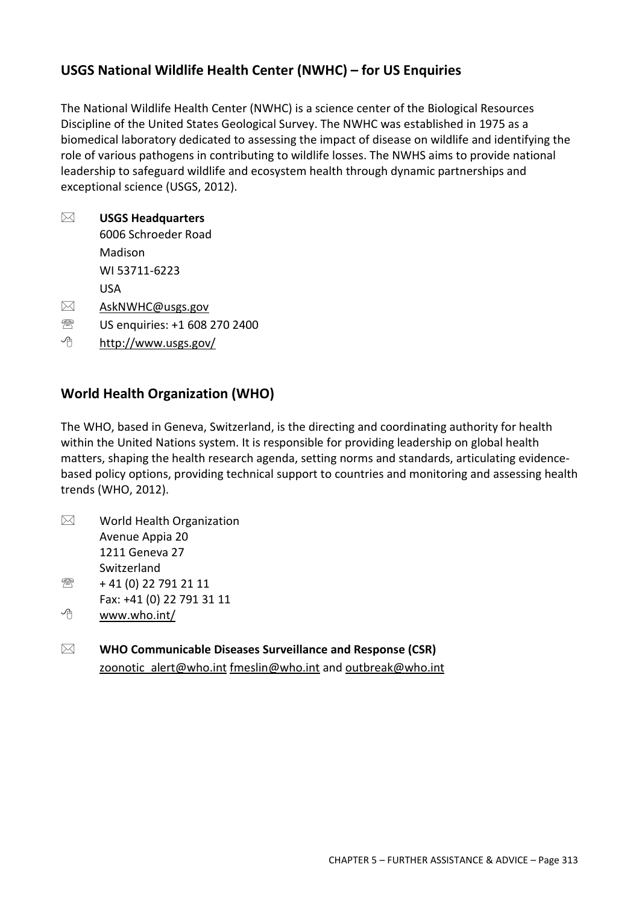## USGS National Wildlife Health Center (NWHC) – for US Enquiries

The National Wildlife Health Center (NWHC) is a science center of the Biological Resources Discipline of the United States Geological Survey. The NWHC was established in 1975 as a biomedical laboratory dedicated to assessing the impact of disease on wildlife and identifying the role of various pathogens in contributing to wildlife losses. The NWHS aims to provide national leadership to safeguard wildlife and ecosystem health through dynamic partnerships and exceptional science (USGS, 2012).

✉ **USGS Headquarters**
6006 Schroeder Road
Madison
WI 53711-6223
USA

✉ AskNWHC@usgs.gov

☏ US enquiries: +1 608 270 2400

🖰 http://www.usgs.gov/

## World Health Organization (WHO)

The WHO, based in Geneva, Switzerland, is the directing and coordinating authority for health within the United Nations system. It is responsible for providing leadership on global health matters, shaping the health research agenda, setting norms and standards, articulating evidence-based policy options, providing technical support to countries and monitoring and assessing health trends (WHO, 2012).

✉ World Health Organization
Avenue Appia 20
1211 Geneva 27
Switzerland

☏ + 41 (0) 22 791 21 11
Fax: +41 (0) 22 791 31 11

🖰 www.who.int/

✉ **WHO Communicable Diseases Surveillance and Response (CSR)**
zoonotic_alert@who.int fmeslin@who.int and outbreak@who.int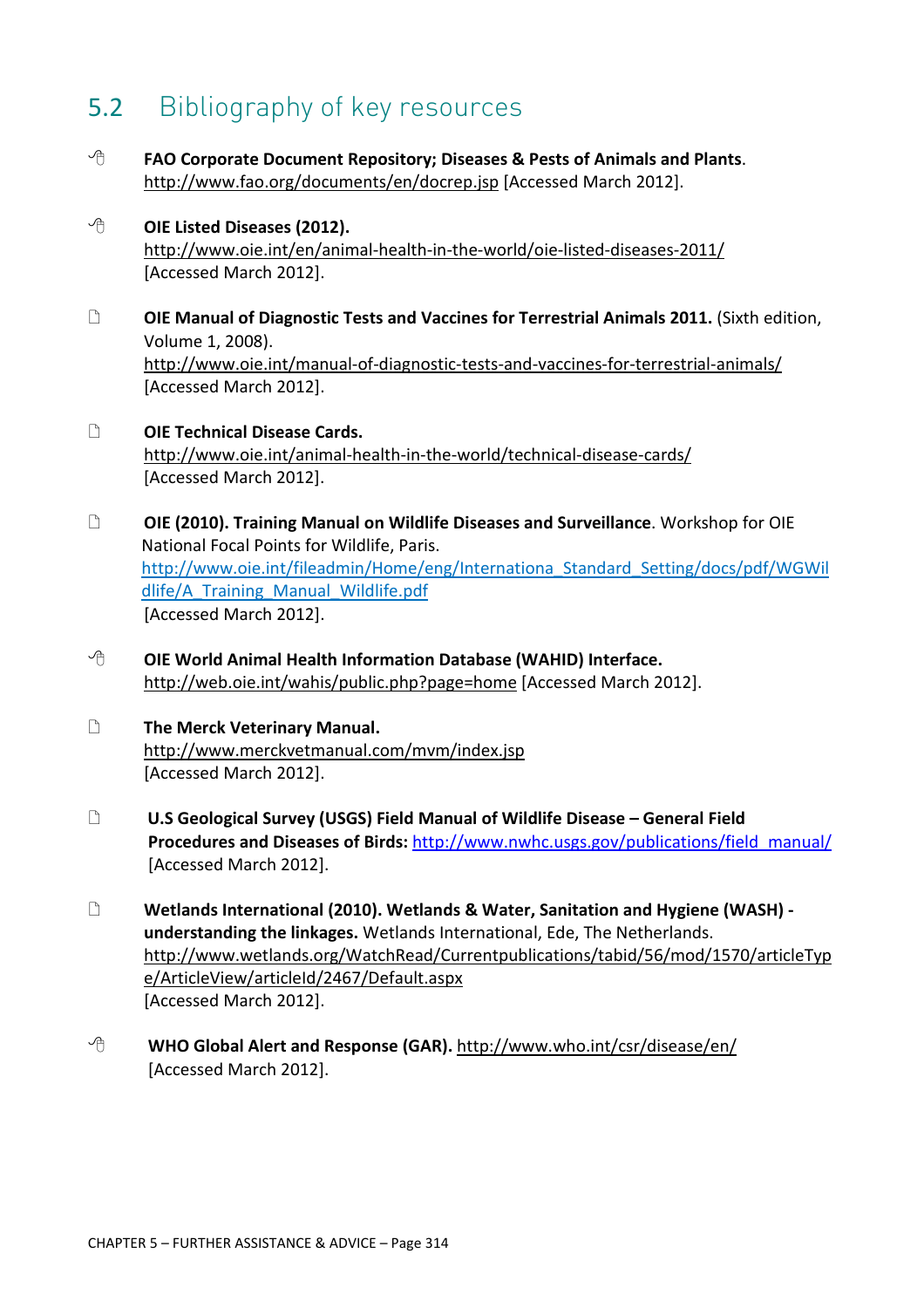## 5.2 Bibliography of key resources

- **FAO Corporate Document Repository; Diseases & Pests of Animals and Plants**. http://www.fao.org/documents/en/docrep.jsp [Accessed March 2012].

- **OIE Listed Diseases (2012).** http://www.oie.int/en/animal-health-in-the-world/oie-listed-diseases-2011/ [Accessed March 2012].

- **OIE Manual of Diagnostic Tests and Vaccines for Terrestrial Animals 2011.** (Sixth edition, Volume 1, 2008). http://www.oie.int/manual-of-diagnostic-tests-and-vaccines-for-terrestrial-animals/ [Accessed March 2012].

- **OIE Technical Disease Cards.** http://www.oie.int/animal-health-in-the-world/technical-disease-cards/ [Accessed March 2012].

- **OIE (2010). Training Manual on Wildlife Diseases and Surveillance**. Workshop for OIE National Focal Points for Wildlife, Paris. http://www.oie.int/fileadmin/Home/eng/Internationa_Standard_Setting/docs/pdf/WGWildlife/A_Training_Manual_Wildlife.pdf [Accessed March 2012].

- **OIE World Animal Health Information Database (WAHID) Interface.** http://web.oie.int/wahis/public.php?page=home [Accessed March 2012].

- **The Merck Veterinary Manual.** http://www.merckvetmanual.com/mvm/index.jsp [Accessed March 2012].

- **U.S Geological Survey (USGS) Field Manual of Wildlife Disease – General Field Procedures and Diseases of Birds:** http://www.nwhc.usgs.gov/publications/field_manual/ [Accessed March 2012].

- **Wetlands International (2010). Wetlands & Water, Sanitation and Hygiene (WASH) - understanding the linkages.** Wetlands International, Ede, The Netherlands. http://www.wetlands.org/WatchRead/Currentpublications/tabid/56/mod/1570/articleType/ArticleView/articleId/2467/Default.aspx [Accessed March 2012].

- **WHO Global Alert and Response (GAR).** http://www.who.int/csr/disease/en/ [Accessed March 2012].